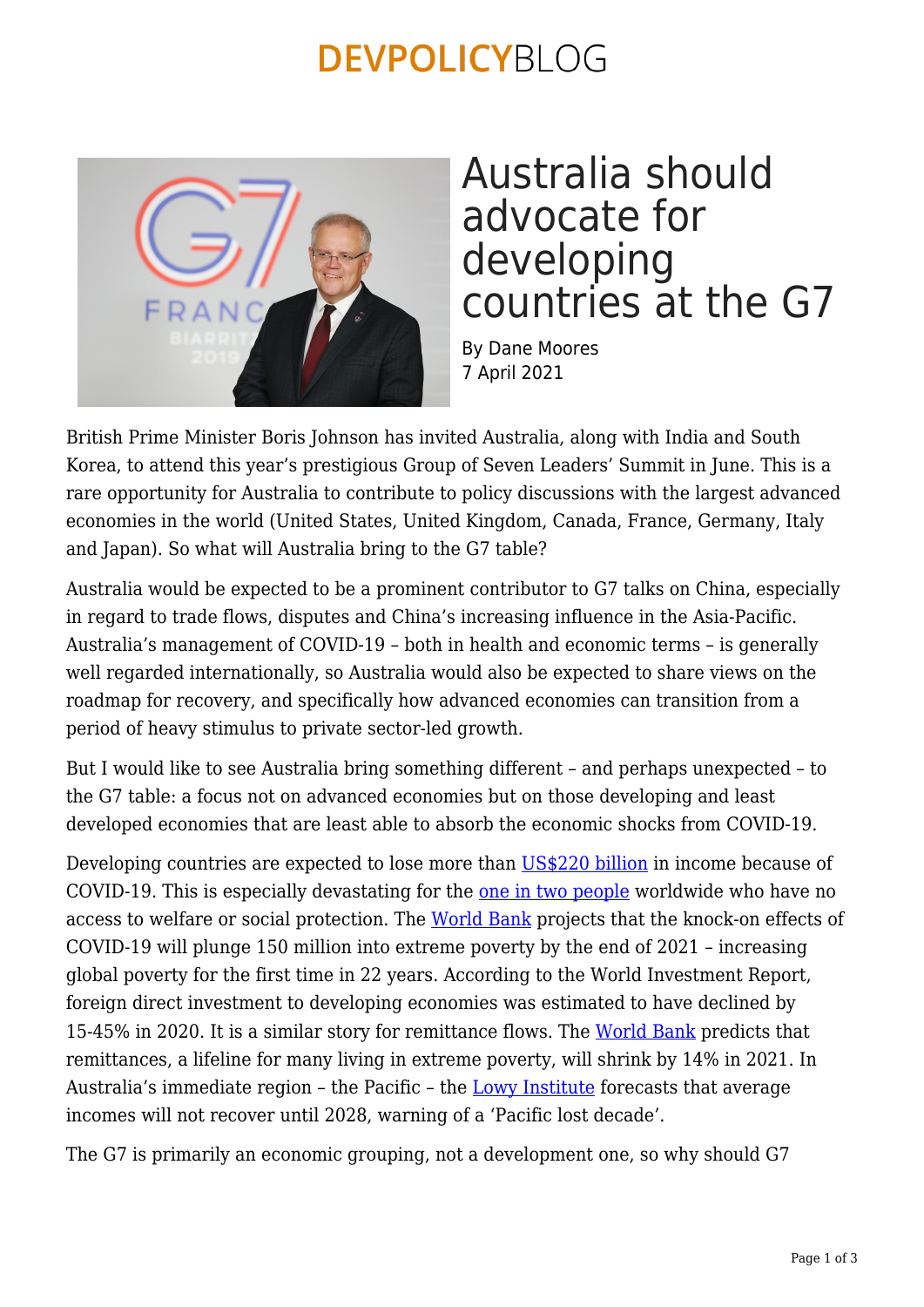# Australia should advocate for developing countries at the G7

By Dane Moores
7 April 2021

British Prime Minister Boris Johnson has invited Australia, along with India and South Korea, to attend this year's prestigious Group of Seven Leaders' Summit in June. This is a rare opportunity for Australia to contribute to policy discussions with the largest advanced economies in the world (United States, United Kingdom, Canada, France, Germany, Italy and Japan). So what will Australia bring to the G7 table?

Australia would be expected to be a prominent contributor to G7 talks on China, especially in regard to trade flows, disputes and China's increasing influence in the Asia-Pacific. Australia's management of COVID-19 – both in health and economic terms – is generally well regarded internationally, so Australia would also be expected to share views on the roadmap for recovery, and specifically how advanced economies can transition from a period of heavy stimulus to private sector-led growth.

But I would like to see Australia bring something different – and perhaps unexpected – to the G7 table: a focus not on advanced economies but on those developing and least developed economies that are least able to absorb the economic shocks from COVID-19.

Developing countries are expected to lose more than US$220 billion in income because of COVID-19. This is especially devastating for the one in two people worldwide who have no access to welfare or social protection. The World Bank projects that the knock-on effects of COVID-19 will plunge 150 million into extreme poverty by the end of 2021 – increasing global poverty for the first time in 22 years. According to the World Investment Report, foreign direct investment to developing economies was estimated to have declined by 15-45% in 2020. It is a similar story for remittance flows. The World Bank predicts that remittances, a lifeline for many living in extreme poverty, will shrink by 14% in 2021. In Australia's immediate region – the Pacific – the Lowy Institute forecasts that average incomes will not recover until 2028, warning of a 'Pacific lost decade'.

The G7 is primarily an economic grouping, not a development one, so why should G7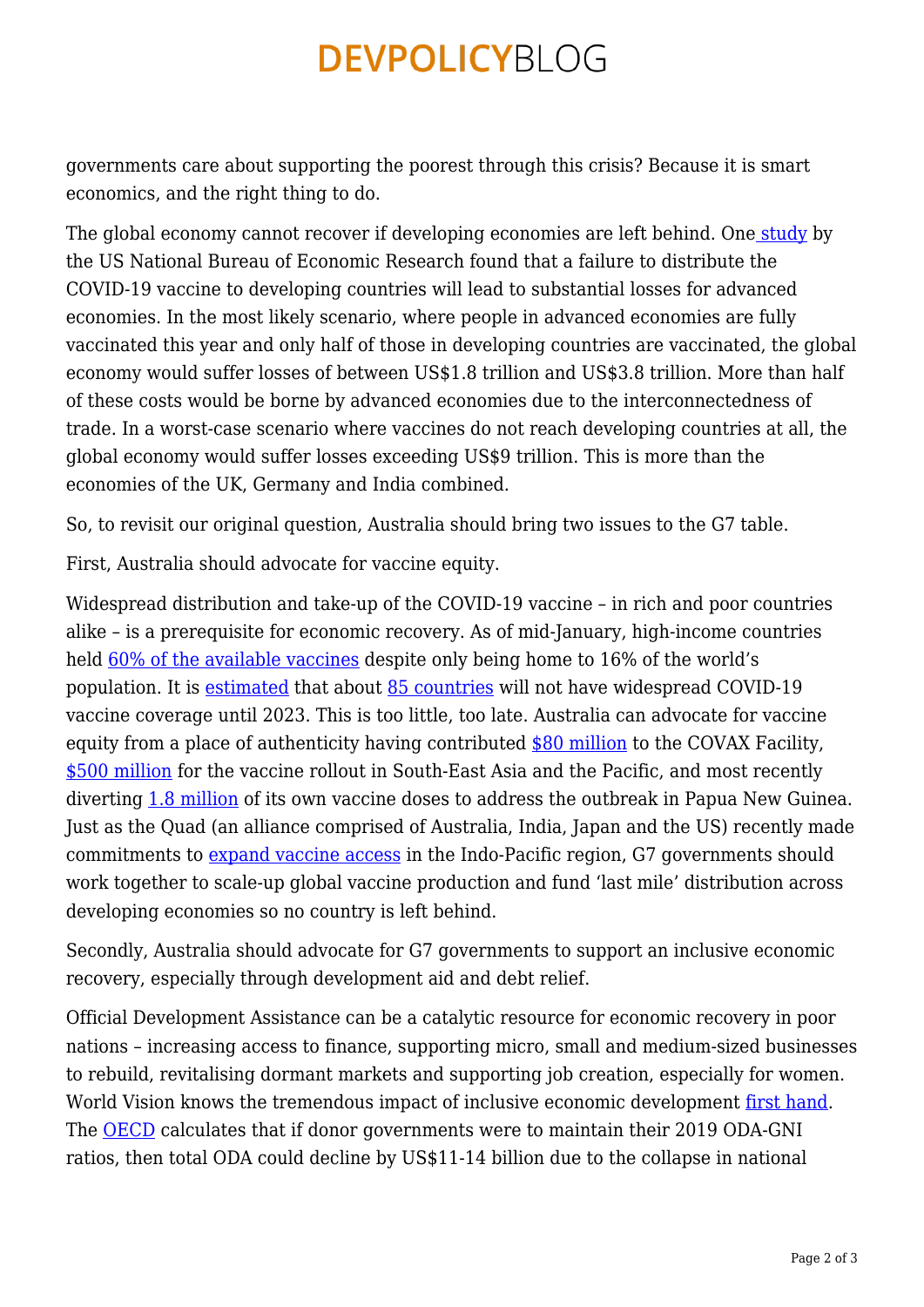governments care about supporting the poorest through this crisis? Because it is smart economics, and the right thing to do.

The global economy cannot recover if developing economies are left behind. One study by the US National Bureau of Economic Research found that a failure to distribute the COVID-19 vaccine to developing countries will lead to substantial losses for advanced economies. In the most likely scenario, where people in advanced economies are fully vaccinated this year and only half of those in developing countries are vaccinated, the global economy would suffer losses of between US$1.8 trillion and US$3.8 trillion. More than half of these costs would be borne by advanced economies due to the interconnectedness of trade. In a worst-case scenario where vaccines do not reach developing countries at all, the global economy would suffer losses exceeding US$9 trillion. This is more than the economies of the UK, Germany and India combined.

So, to revisit our original question, Australia should bring two issues to the G7 table.

First, Australia should advocate for vaccine equity.

Widespread distribution and take-up of the COVID-19 vaccine – in rich and poor countries alike – is a prerequisite for economic recovery. As of mid-January, high-income countries held 60% of the available vaccines despite only being home to 16% of the world's population. It is estimated that about 85 countries will not have widespread COVID-19 vaccine coverage until 2023. This is too little, too late. Australia can advocate for vaccine equity from a place of authenticity having contributed $80 million to the COVAX Facility, $500 million for the vaccine rollout in South-East Asia and the Pacific, and most recently diverting 1.8 million of its own vaccine doses to address the outbreak in Papua New Guinea. Just as the Quad (an alliance comprised of Australia, India, Japan and the US) recently made commitments to expand vaccine access in the Indo-Pacific region, G7 governments should work together to scale-up global vaccine production and fund 'last mile' distribution across developing economies so no country is left behind.

Secondly, Australia should advocate for G7 governments to support an inclusive economic recovery, especially through development aid and debt relief.

Official Development Assistance can be a catalytic resource for economic recovery in poor nations – increasing access to finance, supporting micro, small and medium-sized businesses to rebuild, revitalising dormant markets and supporting job creation, especially for women. World Vision knows the tremendous impact of inclusive economic development first hand. The OECD calculates that if donor governments were to maintain their 2019 ODA-GNI ratios, then total ODA could decline by US$11-14 billion due to the collapse in national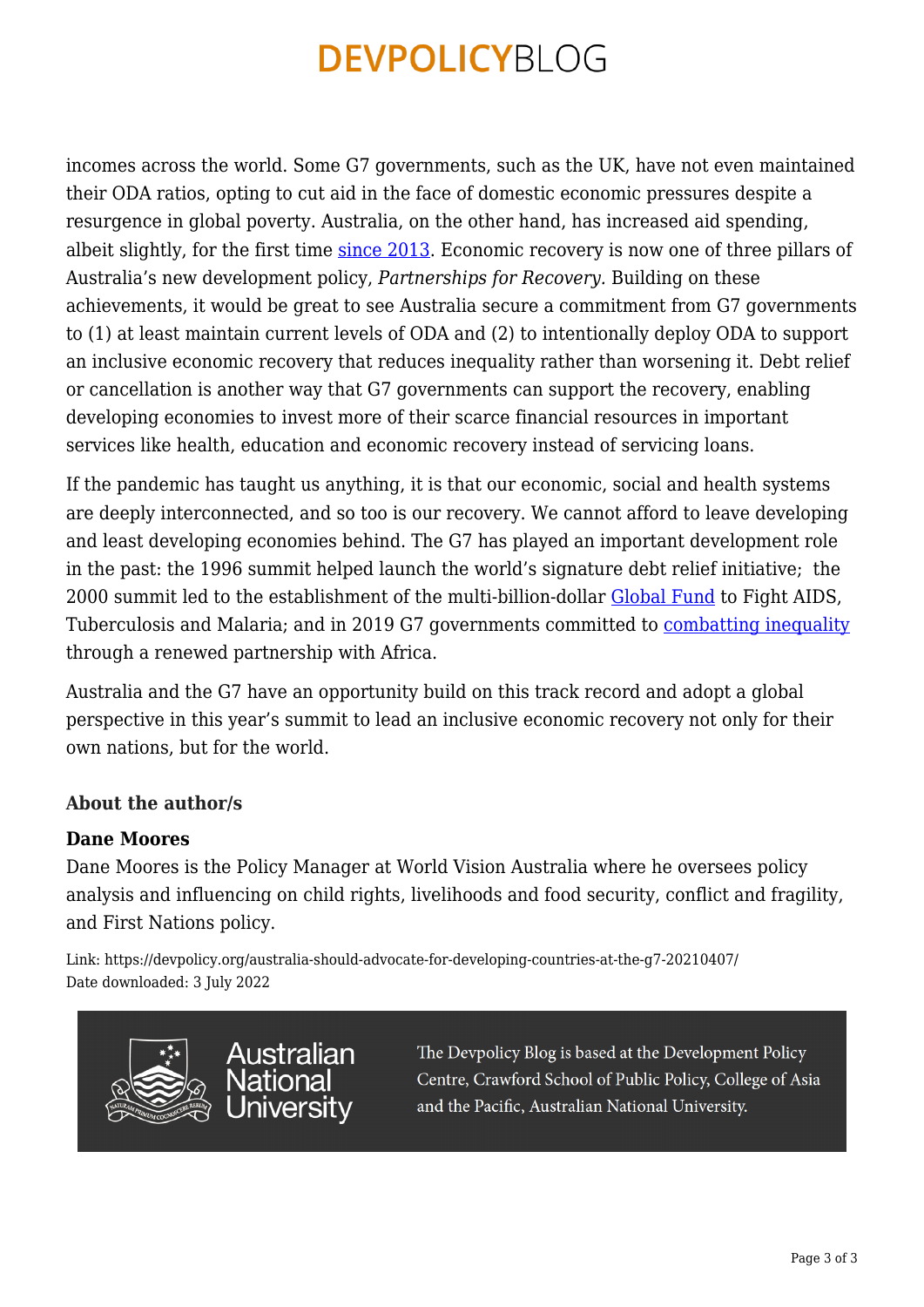incomes across the world. Some G7 governments, such as the UK, have not even maintained their ODA ratios, opting to cut aid in the face of domestic economic pressures despite a resurgence in global poverty. Australia, on the other hand, has increased aid spending, albeit slightly, for the first time since 2013. Economic recovery is now one of three pillars of Australia's new development policy, *Partnerships for Recovery*. Building on these achievements, it would be great to see Australia secure a commitment from G7 governments to (1) at least maintain current levels of ODA and (2) to intentionally deploy ODA to support an inclusive economic recovery that reduces inequality rather than worsening it. Debt relief or cancellation is another way that G7 governments can support the recovery, enabling developing economies to invest more of their scarce financial resources in important services like health, education and economic recovery instead of servicing loans.

If the pandemic has taught us anything, it is that our economic, social and health systems are deeply interconnected, and so too is our recovery. We cannot afford to leave developing and least developing economies behind. The G7 has played an important development role in the past: the 1996 summit helped launch the world's signature debt relief initiative; the 2000 summit led to the establishment of the multi-billion-dollar Global Fund to Fight AIDS, Tuberculosis and Malaria; and in 2019 G7 governments committed to combatting inequality through a renewed partnership with Africa.

Australia and the G7 have an opportunity build on this track record and adopt a global perspective in this year's summit to lead an inclusive economic recovery not only for their own nations, but for the world.

### About the author/s

**Dane Moores**

Dane Moores is the Policy Manager at World Vision Australia where he oversees policy analysis and influencing on child rights, livelihoods and food security, conflict and fragility, and First Nations policy.

Link: https://devpolicy.org/australia-should-advocate-for-developing-countries-at-the-g7-20210407/
Date downloaded: 3 July 2022

Australian National University

The Devpolicy Blog is based at the Development Policy Centre, Crawford School of Public Policy, College of Asia and the Pacific, Australian National University.